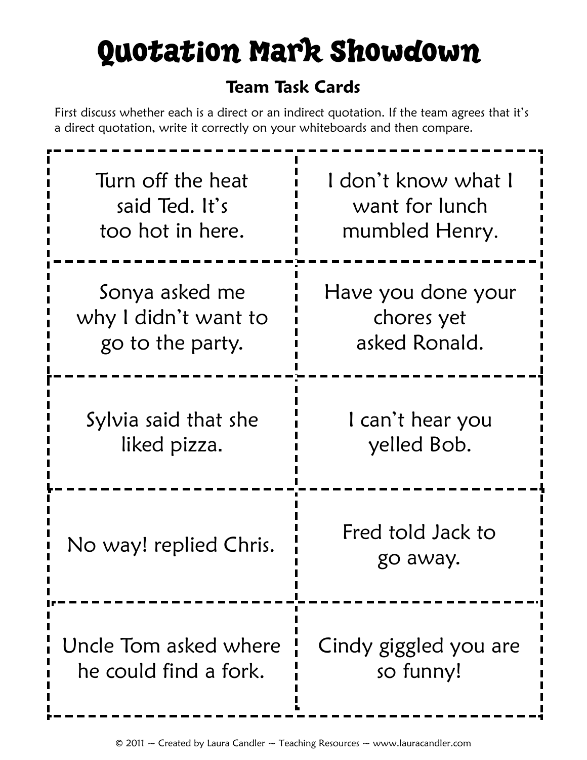# Quotation Mark Showdown

## Team Task Cards

First discuss whether each is a direct or an indirect quotation. If the team agrees that it's a direct quotation, write it correctly on your whiteboards and then compare.

| | |
|---|---|
| Turn off the heat said Ted. It's too hot in here. | I don't know what I want for lunch mumbled Henry. |
| Sonya asked me why I didn't want to go to the party. | Have you done your chores yet asked Ronald. |
| Sylvia said that she liked pizza. | I can't hear you yelled Bob. |
| No way! replied Chris. | Fred told Jack to go away. |
| Uncle Tom asked where he could find a fork. | Cindy giggled you are so funny! |

© 2011 ~ Created by Laura Candler ~ Teaching Resources ~ www.lauracandler.com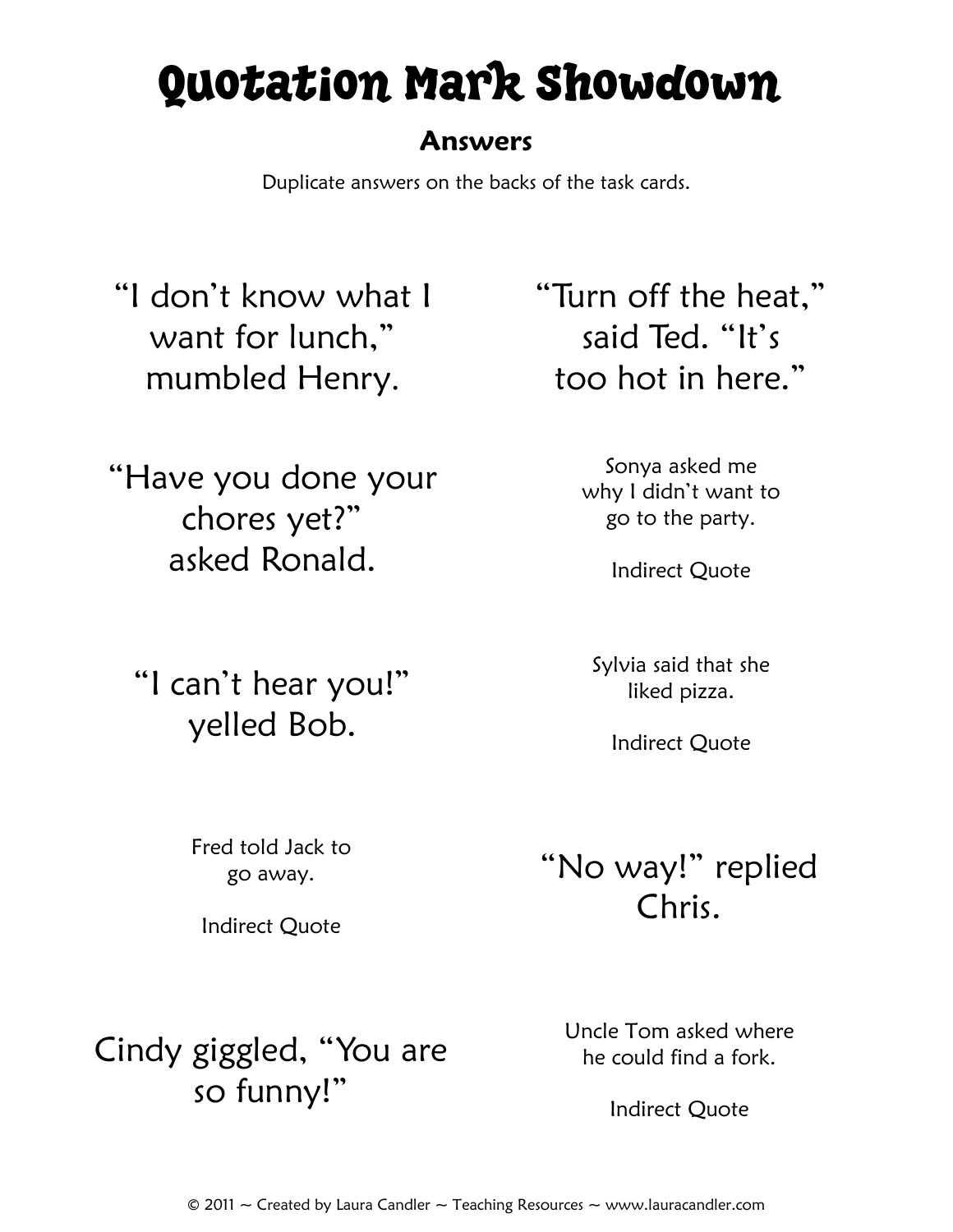# Quotation Mark Showdown

## Answers

Duplicate answers on the backs of the task cards.

"I don't know what I want for lunch," mumbled Henry.

"Turn off the heat," said Ted. "It's too hot in here."

"Have you done your chores yet?" asked Ronald.

Sonya asked me why I didn't want to go to the party.

Indirect Quote

"I can't hear you!" yelled Bob.

Sylvia said that she liked pizza.

Indirect Quote

Fred told Jack to go away.

Indirect Quote

"No way!" replied Chris.

Cindy giggled, "You are so funny!"

Uncle Tom asked where he could find a fork.

Indirect Quote

© 2011 ~ Created by Laura Candler ~ Teaching Resources ~ www.lauracandler.com